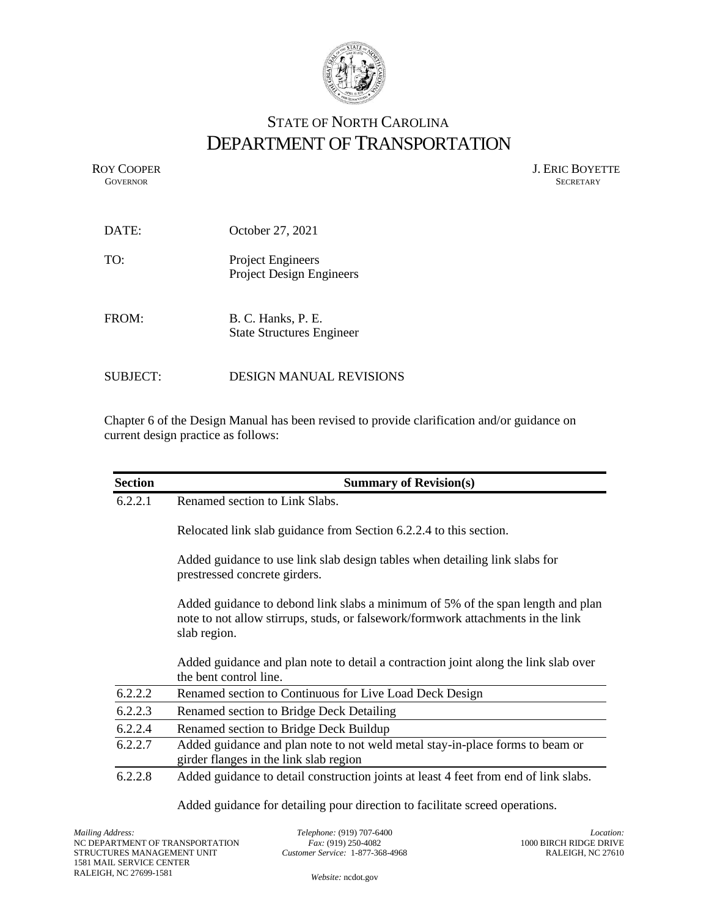STATE OF NORTH CAROLINA
# DEPARTMENT OF TRANSPORTATION

ROY COOPER
GOVERNOR

J. ERIC BOYETTE
SECRETARY

DATE: October 27, 2021

TO: Project Engineers
Project Design Engineers

FROM: B. C. Hanks, P. E.
State Structures Engineer

SUBJECT: DESIGN MANUAL REVISIONS

Chapter 6 of the Design Manual has been revised to provide clarification and/or guidance on current design practice as follows:

| Section | Summary of Revision(s) |
|---|---|
| 6.2.2.1 | Renamed section to Link Slabs.<br><br>Relocated link slab guidance from Section 6.2.2.4 to this section.<br><br>Added guidance to use link slab design tables when detailing link slabs for prestressed concrete girders.<br><br>Added guidance to debond link slabs a minimum of 5% of the span length and plan note to not allow stirrups, studs, or falsework/formwork attachments in the link slab region.<br><br>Added guidance and plan note to detail a contraction joint along the link slab over the bent control line. |
| 6.2.2.2 | Renamed section to Continuous for Live Load Deck Design |
| 6.2.2.3 | Renamed section to Bridge Deck Detailing |
| 6.2.2.4 | Renamed section to Bridge Deck Buildup |
| 6.2.2.7 | Added guidance and plan note to not weld metal stay-in-place forms to beam or girder flanges in the link slab region |
| 6.2.2.8 | Added guidance to detail construction joints at least 4 feet from end of link slabs.<br><br>Added guidance for detailing pour direction to facilitate screed operations. |

*Mailing Address:*
NC DEPARTMENT OF TRANSPORTATION
STRUCTURES MANAGEMENT UNIT
1581 MAIL SERVICE CENTER
RALEIGH, NC 27699-1581

*Telephone:* (919) 707-6400
*Fax:* (919) 250-4082
*Customer Service:* 1-877-368-4968

*Website:* ncdot.gov

*Location:*
1000 BIRCH RIDGE DRIVE
RALEIGH, NC 27610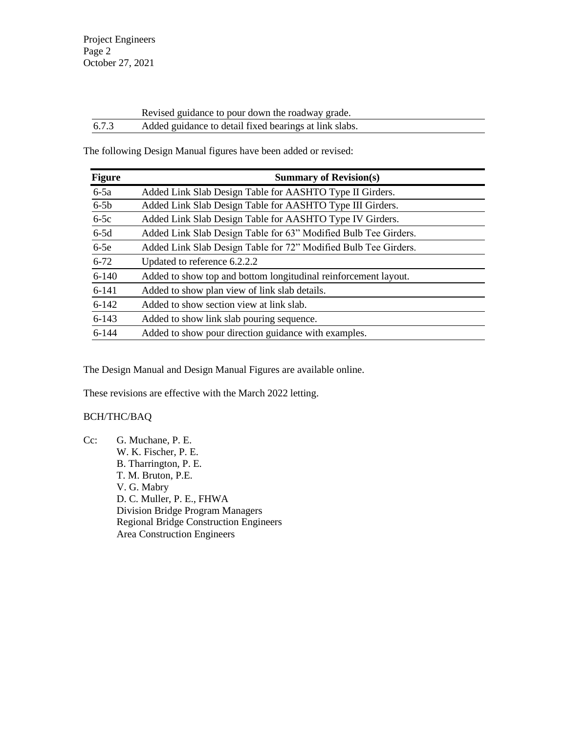| | |
|---|---|
| | Revised guidance to pour down the roadway grade. |
| 6.7.3 | Added guidance to detail fixed bearings at link slabs. |

The following Design Manual figures have been added or revised:

| Figure | Summary of Revision(s) |
|---|---|
| 6-5a | Added Link Slab Design Table for AASHTO Type II Girders. |
| 6-5b | Added Link Slab Design Table for AASHTO Type III Girders. |
| 6-5c | Added Link Slab Design Table for AASHTO Type IV Girders. |
| 6-5d | Added Link Slab Design Table for 63" Modified Bulb Tee Girders. |
| 6-5e | Added Link Slab Design Table for 72" Modified Bulb Tee Girders. |
| 6-72 | Updated to reference 6.2.2.2 |
| 6-140 | Added to show top and bottom longitudinal reinforcement layout. |
| 6-141 | Added to show plan view of link slab details. |
| 6-142 | Added to show section view at link slab. |
| 6-143 | Added to show link slab pouring sequence. |
| 6-144 | Added to show pour direction guidance with examples. |

The Design Manual and Design Manual Figures are available online.

These revisions are effective with the March 2022 letting.

BCH/THC/BAQ

Cc: G. Muchane, P. E.
W. K. Fischer, P. E.
B. Tharrington, P. E.
T. M. Bruton, P.E.
V. G. Mabry
D. C. Muller, P. E., FHWA
Division Bridge Program Managers
Regional Bridge Construction Engineers
Area Construction Engineers